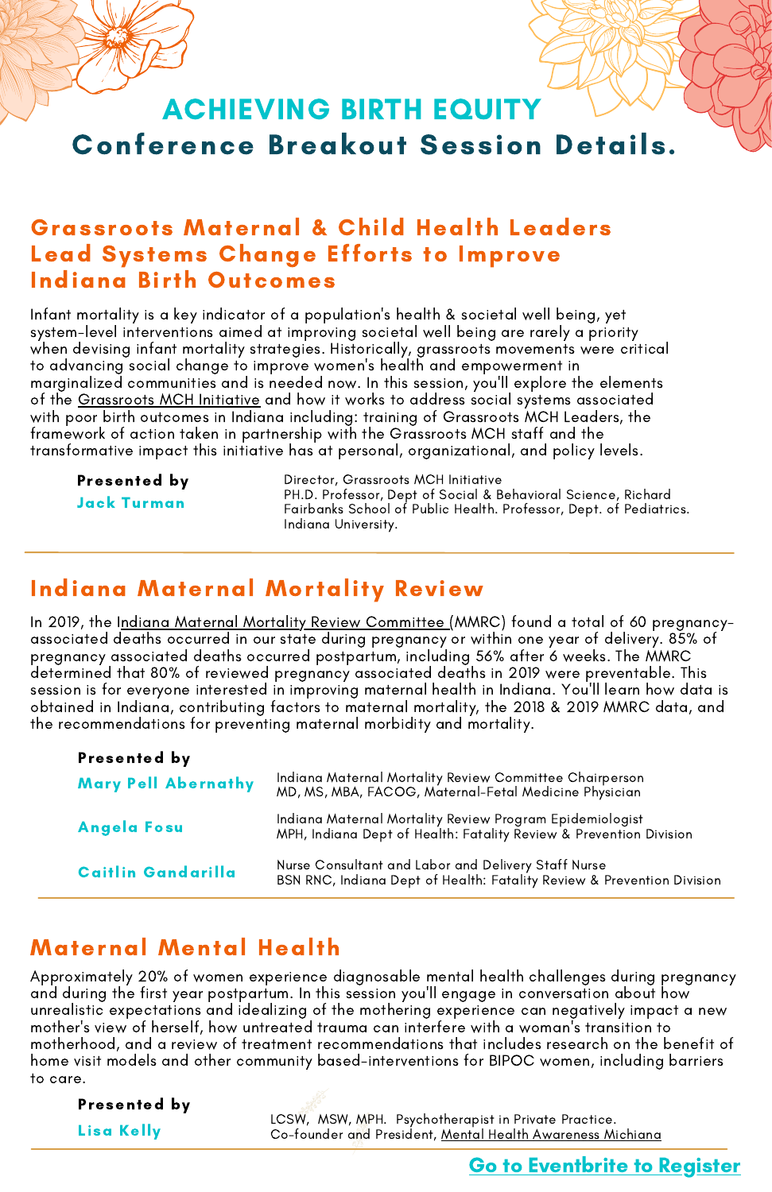# ACHIEVING BIRTH EQUITY

## Conference Breakout Session Details.

## Grassroots Maternal & Child Health Leaders Lead Systems Change Efforts to Improve Indiana Birth Outcomes

Infant mortality is a key indicator of a population's health & societal well being, yet system-level interventions aimed at improving societal well being are rarely a priority when devising infant mortality strategies. Historically, grassroots movements were critical to advancing social change to improve women's health and empowerment in marginalized communities and is needed now. In this session, you'll explore the elements of the Grassroots MCH Initiative and how it works to address social systems associated with poor birth outcomes in Indiana including: training of Grassroots MCH Leaders, the framework of action taken in partnership with the Grassroots MCH staff and the transformative impact this initiative has at personal, organizational, and policy levels.

**Presented by**

**Jack Turman**
Director, Grassroots MCH Initiative
PH.D. Professor, Dept of Social & Behavioral Science, Richard Fairbanks School of Public Health. Professor, Dept. of Pediatrics. Indiana University.

## Indiana Maternal Mortality Review

In 2019, the Indiana Maternal Mortality Review Committee (MMRC) found a total of 60 pregnancy-associated deaths occurred in our state during pregnancy or within one year of delivery. 85% of pregnancy associated deaths occurred postpartum, including 56% after 6 weeks. The MMRC determined that 80% of reviewed pregnancy associated deaths in 2019 were preventable. This session is for everyone interested in improving maternal health in Indiana. You'll learn how data is obtained in Indiana, contributing factors to maternal mortality, the 2018 & 2019 MMRC data, and the recommendations for preventing maternal morbidity and mortality.

**Presented by**

**Mary Pell Abernathy**
Indiana Maternal Mortality Review Committee Chairperson
MD, MS, MBA, FACOG, Maternal-Fetal Medicine Physician

**Angela Fosu**
Indiana Maternal Mortality Review Program Epidemiologist
MPH, Indiana Dept of Health: Fatality Review & Prevention Division

**Caitlin Gandarilla**
Nurse Consultant and Labor and Delivery Staff Nurse
BSN RNC, Indiana Dept of Health: Fatality Review & Prevention Division

## Maternal Mental Health

Approximately 20% of women experience diagnosable mental health challenges during pregnancy and during the first year postpartum. In this session you'll engage in conversation about how unrealistic expectations and idealizing of the mothering experience can negatively impact a new mother's view of herself, how untreated trauma can interfere with a woman's transition to motherhood, and a review of treatment recommendations that includes research on the benefit of home visit models and other community based-interventions for BIPOC women, including barriers to care.

**Presented by**

**Lisa Kelly**
LCSW, MSW, MPH. Psychotherapist in Private Practice.
Co-founder and President, Mental Health Awareness Michiana

**Go to Eventbrite to Register**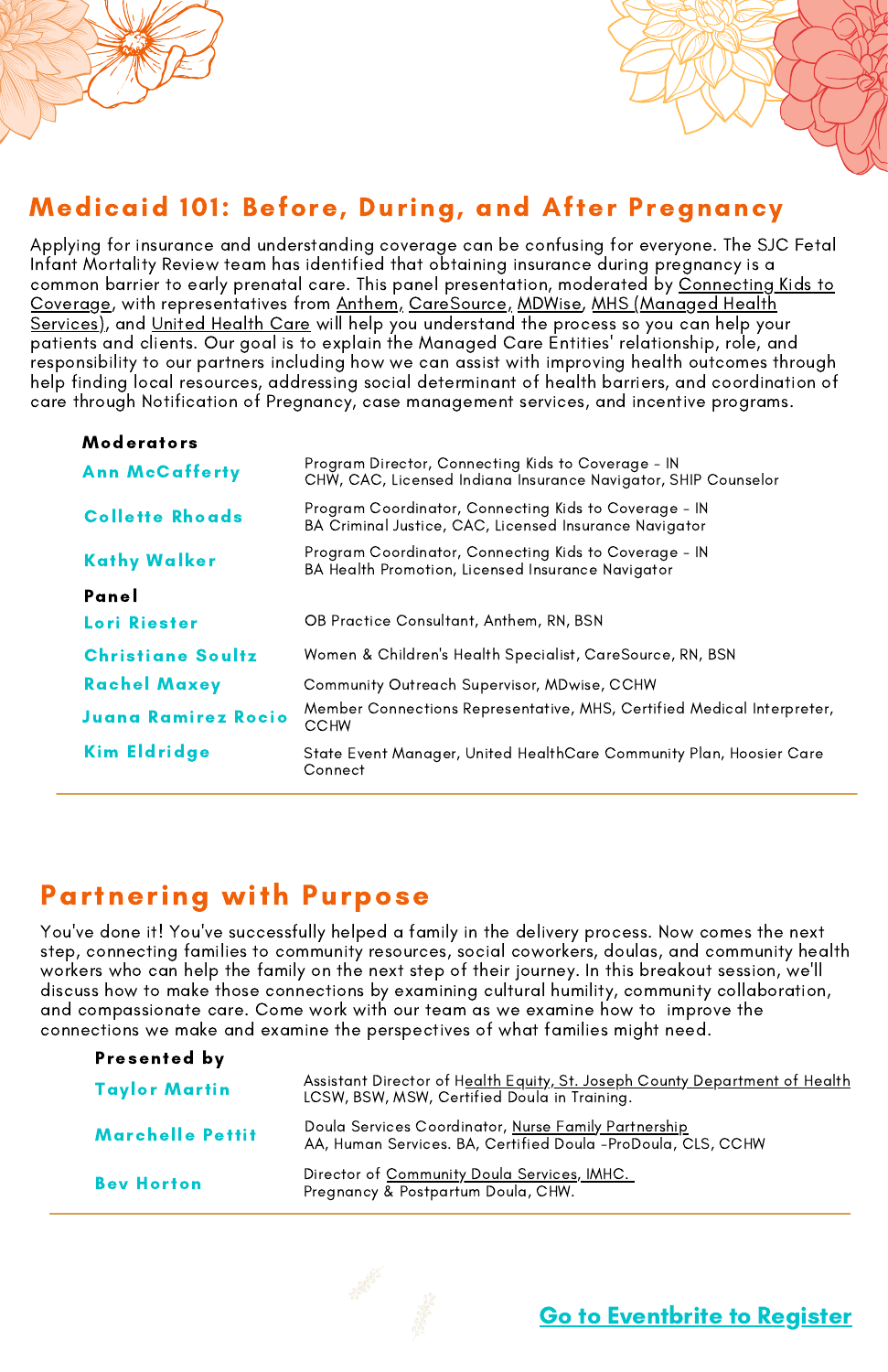## Medicaid 101: Before, During, and After Pregnancy

Applying for insurance and understanding coverage can be confusing for everyone. The SJC Fetal Infant Mortality Review team has identified that obtaining insurance during pregnancy is a common barrier to early prenatal care. This panel presentation, moderated by Connecting Kids to Coverage, with representatives from Anthem, CareSource, MDWise, MHS (Managed Health Services), and United Health Care will help you understand the process so you can help your patients and clients. Our goal is to explain the Managed Care Entities' relationship, role, and responsibility to our partners including how we can assist with improving health outcomes through help finding local resources, addressing social determinant of health barriers, and coordination of care through Notification of Pregnancy, case management services, and incentive programs.

**Moderators**

| | |
|---|---|
| **Ann McCafferty** | Program Director, Connecting Kids to Coverage - IN<br>CHW, CAC, Licensed Indiana Insurance Navigator, SHIP Counselor |
| **Collette Rhoads** | Program Coordinator, Connecting Kids to Coverage - IN<br>BA Criminal Justice, CAC, Licensed Insurance Navigator |
| **Kathy Walker** | Program Coordinator, Connecting Kids to Coverage - IN<br>BA Health Promotion, Licensed Insurance Navigator |

**Panel**

| | |
|---|---|
| **Lori Riester** | OB Practice Consultant, Anthem, RN, BSN |
| **Christiane Soultz** | Women & Children's Health Specialist, CareSource, RN, BSN |
| **Rachel Maxey** | Community Outreach Supervisor, MDwise, CCHW |
| **Juana Ramirez Rocio** | Member Connections Representative, MHS, Certified Medical Interpreter, CCHW |
| **Kim Eldridge** | State Event Manager, United HealthCare Community Plan, Hoosier Care Connect |

## Partnering with Purpose

You've done it! You've successfully helped a family in the delivery process. Now comes the next step, connecting families to community resources, social coworkers, doulas, and community health workers who can help the family on the next step of their journey. In this breakout session, we'll discuss how to make those connections by examining cultural humility, community collaboration, and compassionate care. Come work with our team as we examine how to improve the connections we make and examine the perspectives of what families might need.

**Presented by**

| | |
|---|---|
| **Taylor Martin** | Assistant Director of Health Equity, St. Joseph County Department of Health<br>LCSW, BSW, MSW, Certified Doula in Training. |
| **Marchelle Pettit** | Doula Services Coordinator, Nurse Family Partnership<br>AA, Human Services. BA, Certified Doula -ProDoula, CLS, CCHW |
| **Bev Horton** | Director of Community Doula Services, IMHC.<br>Pregnancy & Postpartum Doula, CHW. |

**Go to Eventbrite to Register**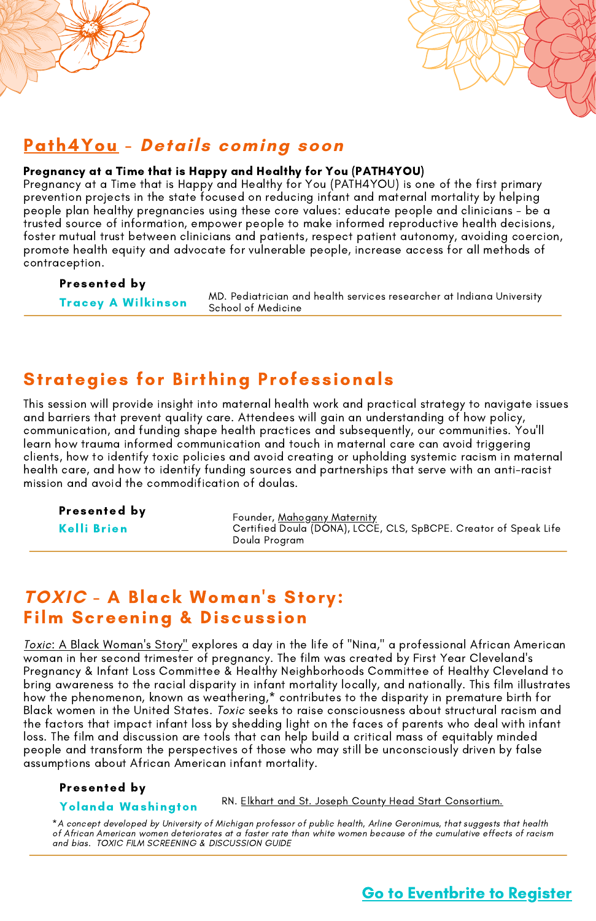## Path4You - *Details coming soon*

**Pregnancy at a Time that is Happy and Healthy for You (PATH4YOU)**
Pregnancy at a Time that is Happy and Healthy for You (PATH4YOU) is one of the first primary prevention projects in the state focused on reducing infant and maternal mortality by helping people plan healthy pregnancies using these core values: educate people and clinicians - be a trusted source of information, empower people to make informed reproductive health decisions, foster mutual trust between clinicians and patients, respect patient autonomy, avoiding coercion, promote health equity and advocate for vulnerable people, increase access for all methods of contraception.

**Presented by**

**Tracey A Wilkinson** — MD. Pediatrician and health services researcher at Indiana University School of Medicine

---

## Strategies for Birthing Professionals

This session will provide insight into maternal health work and practical strategy to navigate issues and barriers that prevent quality care. Attendees will gain an understanding of how policy, communication, and funding shape health practices and subsequently, our communities. You'll learn how trauma informed communication and touch in maternal care can avoid triggering clients, how to identify toxic policies and avoid creating or upholding systemic racism in maternal health care, and how to identify funding sources and partnerships that serve with an anti-racist mission and avoid the commodification of doulas.

**Presented by**

**Kelli Brien** — Founder, Mahogany Maternity
Certified Doula (DONA), LCCE, CLS, SpBCPE. Creator of Speak Life Doula Program

---

## *TOXIC* - A Black Woman's Story: Film Screening & Discussion

*Toxic*: A Black Woman's Story" explores a day in the life of "Nina," a professional African American woman in her second trimester of pregnancy. The film was created by First Year Cleveland's Pregnancy & Infant Loss Committee & Healthy Neighborhoods Committee of Healthy Cleveland to bring awareness to the racial disparity in infant mortality locally, and nationally. This film illustrates how the phenomenon, known as weathering,* contributes to the disparity in premature birth for Black women in the United States. *Toxic* seeks to raise consciousness about structural racism and the factors that impact infant loss by shedding light on the faces of parents who deal with infant loss. The film and discussion are tools that can help build a critical mass of equitably minded people and transform the perspectives of those who may still be unconsciously driven by false assumptions about African American infant mortality.

**Presented by**

**Yolanda Washington** — RN. Elkhart and St. Joseph County Head Start Consortium.

*\*A concept developed by University of Michigan professor of public health, Arline Geronimus, that suggests that health of African American women deteriorates at a faster rate than white women because of the cumulative effects of racism and bias. TOXIC FILM SCREENING & DISCUSSION GUIDE*

---

**Go to Eventbrite to Register**